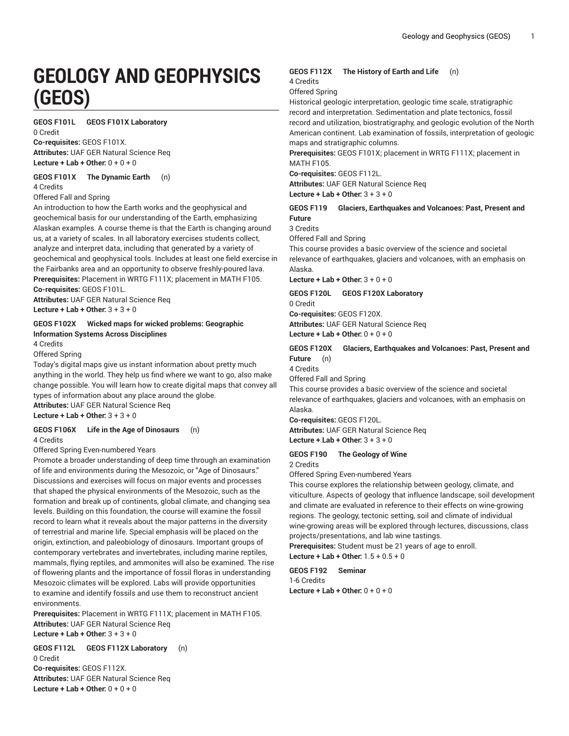# GEOLOGY AND GEOPHYSICS (GEOS)

**GEOS F101L GEOS F101X Laboratory**
0 Credit
**Co-requisites:** GEOS F101X.
**Attributes:** UAF GER Natural Science Req
**Lecture + Lab + Other:** 0 + 0 + 0

**GEOS F101X The Dynamic Earth (n)**
4 Credits
Offered Fall and Spring
An introduction to how the Earth works and the geophysical and geochemical basis for our understanding of the Earth, emphasizing Alaskan examples. A course theme is that the Earth is changing around us, at a variety of scales. In all laboratory exercises students collect, analyze and interpret data, including that generated by a variety of geochemical and geophysical tools. Includes at least one field exercise in the Fairbanks area and an opportunity to observe freshly-poured lava.
**Prerequisites:** Placement in WRTG F111X; placement in MATH F105.
**Co-requisites:** GEOS F101L.
**Attributes:** UAF GER Natural Science Req
**Lecture + Lab + Other:** 3 + 3 + 0

**GEOS F102X Wicked maps for wicked problems: Geographic Information Systems Across Disciplines**
4 Credits
Offered Spring
Today's digital maps give us instant information about pretty much anything in the world. They help us find where we want to go, also make change possible. You will learn how to create digital maps that convey all types of information about any place around the globe.
**Attributes:** UAF GER Natural Science Req
**Lecture + Lab + Other:** 3 + 3 + 0

**GEOS F106X Life in the Age of Dinosaurs (n)**
4 Credits
Offered Spring Even-numbered Years
Promote a broader understanding of deep time through an examination of life and environments during the Mesozoic, or "Age of Dinosaurs." Discussions and exercises will focus on major events and processes that shaped the physical environments of the Mesozoic, such as the formation and break up of continents, global climate, and changing sea levels. Building on this foundation, the course will examine the fossil record to learn what it reveals about the major patterns in the diversity of terrestrial and marine life. Special emphasis will be placed on the origin, extinction, and paleobiology of dinosaurs. Important groups of contemporary vertebrates and invertebrates, including marine reptiles, mammals, flying reptiles, and ammonites will also be examined. The rise of flowering plants and the importance of fossil floras in understanding Mesozoic climates will be explored. Labs will provide opportunities to examine and identify fossils and use them to reconstruct ancient environments.
**Prerequisites:** Placement in WRTG F111X; placement in MATH F105.
**Attributes:** UAF GER Natural Science Req
**Lecture + Lab + Other:** 3 + 3 + 0

**GEOS F112L GEOS F112X Laboratory (n)**
0 Credit
**Co-requisites:** GEOS F112X.
**Attributes:** UAF GER Natural Science Req
**Lecture + Lab + Other:** 0 + 0 + 0

**GEOS F112X The History of Earth and Life (n)**
4 Credits
Offered Spring
Historical geologic interpretation, geologic time scale, stratigraphic record and interpretation. Sedimentation and plate tectonics, fossil record and utilization, biostratigraphy, and geologic evolution of the North American continent. Lab examination of fossils, interpretation of geologic maps and stratigraphic columns.
**Prerequisites:** GEOS F101X; placement in WRTG F111X; placement in MATH F105.
**Co-requisites:** GEOS F112L.
**Attributes:** UAF GER Natural Science Req
**Lecture + Lab + Other:** 3 + 3 + 0

**GEOS F119 Glaciers, Earthquakes and Volcanoes: Past, Present and Future**
3 Credits
Offered Fall and Spring
This course provides a basic overview of the science and societal relevance of earthquakes, glaciers and volcanoes, with an emphasis on Alaska.
**Lecture + Lab + Other:** 3 + 0 + 0

**GEOS F120L GEOS F120X Laboratory**
0 Credit
**Co-requisites:** GEOS F120X.
**Attributes:** UAF GER Natural Science Req
**Lecture + Lab + Other:** 0 + 0 + 0

**GEOS F120X Glaciers, Earthquakes and Volcanoes: Past, Present and Future (n)**
4 Credits
Offered Fall and Spring
This course provides a basic overview of the science and societal relevance of earthquakes, glaciers and volcanoes, with an emphasis on Alaska.
**Co-requisites:** GEOS F120L.
**Attributes:** UAF GER Natural Science Req
**Lecture + Lab + Other:** 3 + 3 + 0

**GEOS F190 The Geology of Wine**
2 Credits
Offered Spring Even-numbered Years
This course explores the relationship between geology, climate, and viticulture. Aspects of geology that influence landscape, soil development and climate are evaluated in reference to their effects on wine-growing regions. The geology, tectonic setting, soil and climate of individual wine-growing areas will be explored through lectures, discussions, class projects/presentations, and lab wine tastings.
**Prerequisites:** Student must be 21 years of age to enroll.
**Lecture + Lab + Other:** 1.5 + 0.5 + 0

**GEOS F192 Seminar**
1-6 Credits
**Lecture + Lab + Other:** 0 + 0 + 0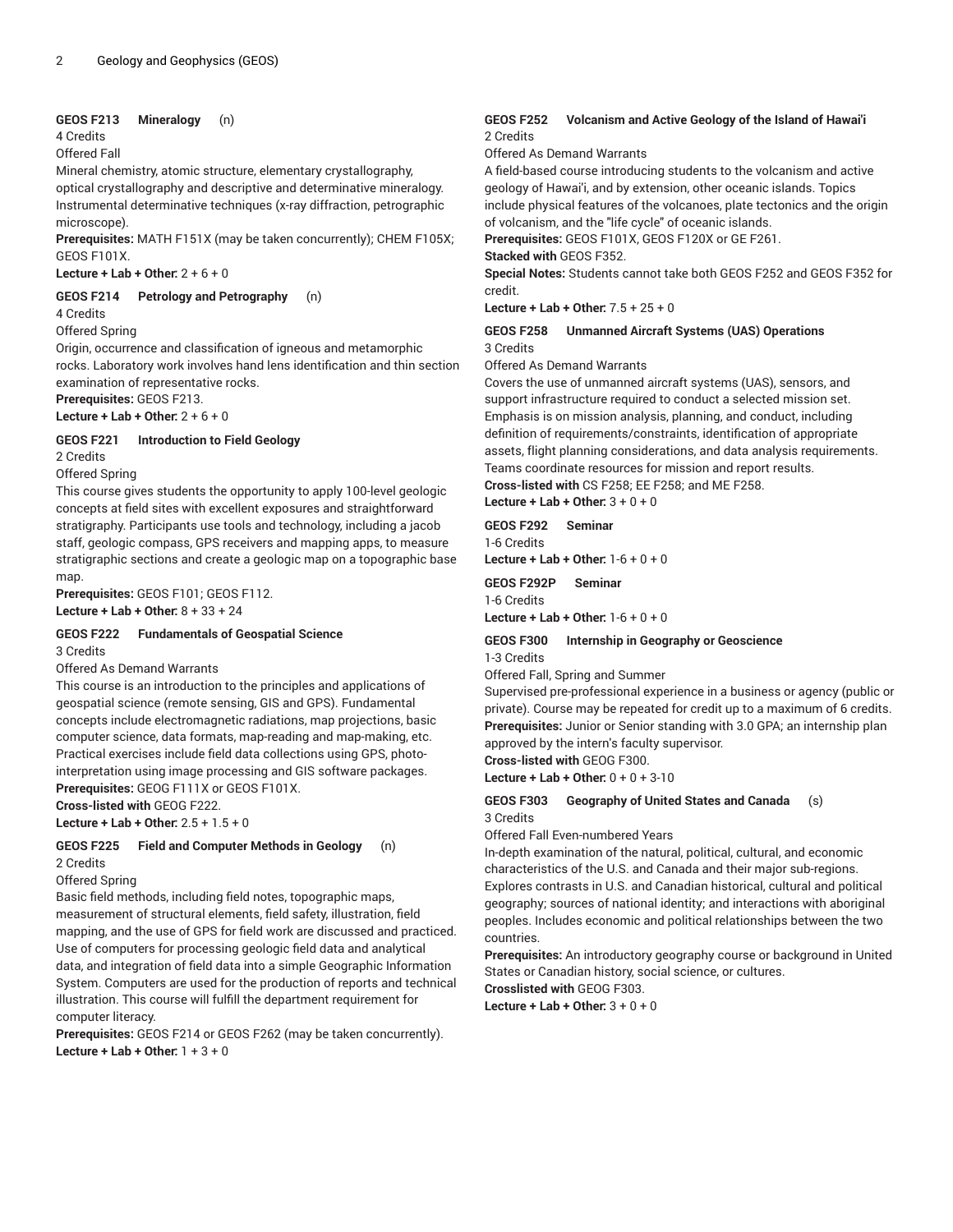**GEOS F213 Mineralogy (n)**
4 Credits
Offered Fall
Mineral chemistry, atomic structure, elementary crystallography, optical crystallography and descriptive and determinative mineralogy. Instrumental determinative techniques (x-ray diffraction, petrographic microscope).
**Prerequisites:** MATH F151X (may be taken concurrently); CHEM F105X; GEOS F101X.
**Lecture + Lab + Other:** 2 + 6 + 0

**GEOS F214 Petrology and Petrography (n)**
4 Credits
Offered Spring
Origin, occurrence and classification of igneous and metamorphic rocks. Laboratory work involves hand lens identification and thin section examination of representative rocks.
**Prerequisites:** GEOS F213.
**Lecture + Lab + Other:** 2 + 6 + 0

**GEOS F221 Introduction to Field Geology**
2 Credits
Offered Spring
This course gives students the opportunity to apply 100-level geologic concepts at field sites with excellent exposures and straightforward stratigraphy. Participants use tools and technology, including a jacob staff, geologic compass, GPS receivers and mapping apps, to measure stratigraphic sections and create a geologic map on a topographic base map.
**Prerequisites:** GEOS F101; GEOS F112.
**Lecture + Lab + Other:** 8 + 33 + 24

**GEOS F222 Fundamentals of Geospatial Science**
3 Credits
Offered As Demand Warrants
This course is an introduction to the principles and applications of geospatial science (remote sensing, GIS and GPS). Fundamental concepts include electromagnetic radiations, map projections, basic computer science, data formats, map-reading and map-making, etc. Practical exercises include field data collections using GPS, photo-interpretation using image processing and GIS software packages.
**Prerequisites:** GEOG F111X or GEOS F101X.
**Cross-listed with** GEOG F222.
**Lecture + Lab + Other:** 2.5 + 1.5 + 0

**GEOS F225 Field and Computer Methods in Geology (n)**
2 Credits
Offered Spring
Basic field methods, including field notes, topographic maps, measurement of structural elements, field safety, illustration, field mapping, and the use of GPS for field work are discussed and practiced. Use of computers for processing geologic field data and analytical data, and integration of field data into a simple Geographic Information System. Computers are used for the production of reports and technical illustration. This course will fulfill the department requirement for computer literacy.
**Prerequisites:** GEOS F214 or GEOS F262 (may be taken concurrently).
**Lecture + Lab + Other:** 1 + 3 + 0

**GEOS F252 Volcanism and Active Geology of the Island of Hawai'i**
2 Credits
Offered As Demand Warrants
A field-based course introducing students to the volcanism and active geology of Hawai'i, and by extension, other oceanic islands. Topics include physical features of the volcanoes, plate tectonics and the origin of volcanism, and the "life cycle" of oceanic islands.
**Prerequisites:** GEOS F101X, GEOS F120X or GE F261.
**Stacked with** GEOS F352.
**Special Notes:** Students cannot take both GEOS F252 and GEOS F352 for credit.
**Lecture + Lab + Other:** 7.5 + 25 + 0

**GEOS F258 Unmanned Aircraft Systems (UAS) Operations**
3 Credits
Offered As Demand Warrants
Covers the use of unmanned aircraft systems (UAS), sensors, and support infrastructure required to conduct a selected mission set. Emphasis is on mission analysis, planning, and conduct, including definition of requirements/constraints, identification of appropriate assets, flight planning considerations, and data analysis requirements. Teams coordinate resources for mission and report results.
**Cross-listed with** CS F258; EE F258; and ME F258.
**Lecture + Lab + Other:** 3 + 0 + 0

**GEOS F292 Seminar**
1-6 Credits
**Lecture + Lab + Other:** 1-6 + 0 + 0

**GEOS F292P Seminar**
1-6 Credits
**Lecture + Lab + Other:** 1-6 + 0 + 0

**GEOS F300 Internship in Geography or Geoscience**
1-3 Credits
Offered Fall, Spring and Summer
Supervised pre-professional experience in a business or agency (public or private). Course may be repeated for credit up to a maximum of 6 credits.
**Prerequisites:** Junior or Senior standing with 3.0 GPA; an internship plan approved by the intern's faculty supervisor.
**Cross-listed with** GEOG F300.
**Lecture + Lab + Other:** 0 + 0 + 3-10

**GEOS F303 Geography of United States and Canada (s)**
3 Credits
Offered Fall Even-numbered Years
In-depth examination of the natural, political, cultural, and economic characteristics of the U.S. and Canada and their major sub-regions. Explores contrasts in U.S. and Canadian historical, cultural and political geography; sources of national identity; and interactions with aboriginal peoples. Includes economic and political relationships between the two countries.
**Prerequisites:** An introductory geography course or background in United States or Canadian history, social science, or cultures.
**Crosslisted with** GEOG F303.
**Lecture + Lab + Other:** 3 + 0 + 0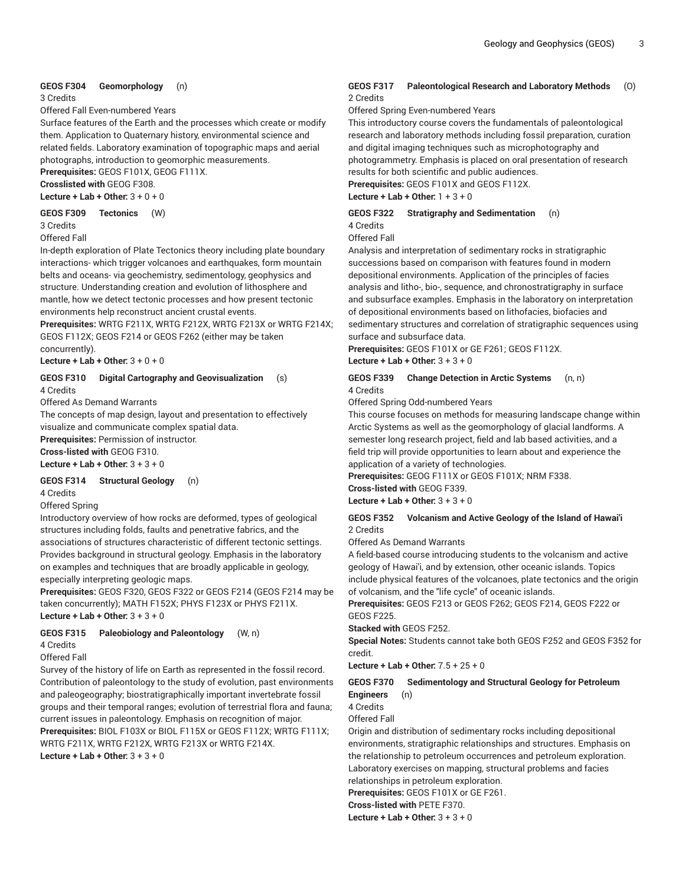**GEOS F304 Geomorphology (n)**
3 Credits
Offered Fall Even-numbered Years
Surface features of the Earth and the processes which create or modify them. Application to Quaternary history, environmental science and related fields. Laboratory examination of topographic maps and aerial photographs, introduction to geomorphic measurements.
**Prerequisites:** GEOS F101X, GEOG F111X.
**Crosslisted with** GEOG F308.
**Lecture + Lab + Other:** 3 + 0 + 0

**GEOS F309 Tectonics (W)**
3 Credits
Offered Fall
In-depth exploration of Plate Tectonics theory including plate boundary interactions- which trigger volcanoes and earthquakes, form mountain belts and oceans- via geochemistry, sedimentology, geophysics and structure. Understanding creation and evolution of lithosphere and mantle, how we detect tectonic processes and how present tectonic environments help reconstruct ancient crustal events.
**Prerequisites:** WRTG F211X, WRTG F212X, WRTG F213X or WRTG F214X; GEOS F112X; GEOS F214 or GEOS F262 (either may be taken concurrently).
**Lecture + Lab + Other:** 3 + 0 + 0

**GEOS F310 Digital Cartography and Geovisualization (s)**
4 Credits
Offered As Demand Warrants
The concepts of map design, layout and presentation to effectively visualize and communicate complex spatial data.
**Prerequisites:** Permission of instructor.
**Cross-listed with** GEOG F310.
**Lecture + Lab + Other:** 3 + 3 + 0

**GEOS F314 Structural Geology (n)**
4 Credits
Offered Spring
Introductory overview of how rocks are deformed, types of geological structures including folds, faults and penetrative fabrics, and the associations of structures characteristic of different tectonic settings. Provides background in structural geology. Emphasis in the laboratory on examples and techniques that are broadly applicable in geology, especially interpreting geologic maps.
**Prerequisites:** GEOS F320, GEOS F322 or GEOS F214 (GEOS F214 may be taken concurrently); MATH F152X; PHYS F123X or PHYS F211X.
**Lecture + Lab + Other:** 3 + 3 + 0

**GEOS F315 Paleobiology and Paleontology (W, n)**
4 Credits
Offered Fall
Survey of the history of life on Earth as represented in the fossil record. Contribution of paleontology to the study of evolution, past environments and paleogeography; biostratigraphically important invertebrate fossil groups and their temporal ranges; evolution of terrestrial flora and fauna; current issues in paleontology. Emphasis on recognition of major.
**Prerequisites:** BIOL F103X or BIOL F115X or GEOS F112X; WRTG F111X; WRTG F211X, WRTG F212X, WRTG F213X or WRTG F214X.
**Lecture + Lab + Other:** 3 + 3 + 0

**GEOS F317 Paleontological Research and Laboratory Methods (O)**
2 Credits
Offered Spring Even-numbered Years
This introductory course covers the fundamentals of paleontological research and laboratory methods including fossil preparation, curation and digital imaging techniques such as microphotography and photogrammetry. Emphasis is placed on oral presentation of research results for both scientific and public audiences.
**Prerequisites:** GEOS F101X and GEOS F112X.
**Lecture + Lab + Other:** 1 + 3 + 0

**GEOS F322 Stratigraphy and Sedimentation (n)**
4 Credits
Offered Fall
Analysis and interpretation of sedimentary rocks in stratigraphic successions based on comparison with features found in modern depositional environments. Application of the principles of facies analysis and litho-, bio-, sequence, and chronostratigraphy in surface and subsurface examples. Emphasis in the laboratory on interpretation of depositional environments based on lithofacies, biofacies and sedimentary structures and correlation of stratigraphic sequences using surface and subsurface data.
**Prerequisites:** GEOS F101X or GE F261; GEOS F112X.
**Lecture + Lab + Other:** 3 + 3 + 0

**GEOS F339 Change Detection in Arctic Systems (n, n)**
4 Credits
Offered Spring Odd-numbered Years
This course focuses on methods for measuring landscape change within Arctic Systems as well as the geomorphology of glacial landforms. A semester long research project, field and lab based activities, and a field trip will provide opportunities to learn about and experience the application of a variety of technologies.
**Prerequisites:** GEOG F111X or GEOS F101X; NRM F338.
**Cross-listed with** GEOG F339.
**Lecture + Lab + Other:** 3 + 3 + 0

**GEOS F352 Volcanism and Active Geology of the Island of Hawai'i**
2 Credits
Offered As Demand Warrants
A field-based course introducing students to the volcanism and active geology of Hawai'i, and by extension, other oceanic islands. Topics include physical features of the volcanoes, plate tectonics and the origin of volcanism, and the "life cycle" of oceanic islands.
**Prerequisites:** GEOS F213 or GEOS F262; GEOS F214, GEOS F222 or GEOS F225.
**Stacked with** GEOS F252.
**Special Notes:** Students cannot take both GEOS F252 and GEOS F352 for credit.
**Lecture + Lab + Other:** 7.5 + 25 + 0

**GEOS F370 Sedimentology and Structural Geology for Petroleum Engineers (n)**
4 Credits
Offered Fall
Origin and distribution of sedimentary rocks including depositional environments, stratigraphic relationships and structures. Emphasis on the relationship to petroleum occurrences and petroleum exploration. Laboratory exercises on mapping, structural problems and facies relationships in petroleum exploration.
**Prerequisites:** GEOS F101X or GE F261.
**Cross-listed with** PETE F370.
**Lecture + Lab + Other:** 3 + 3 + 0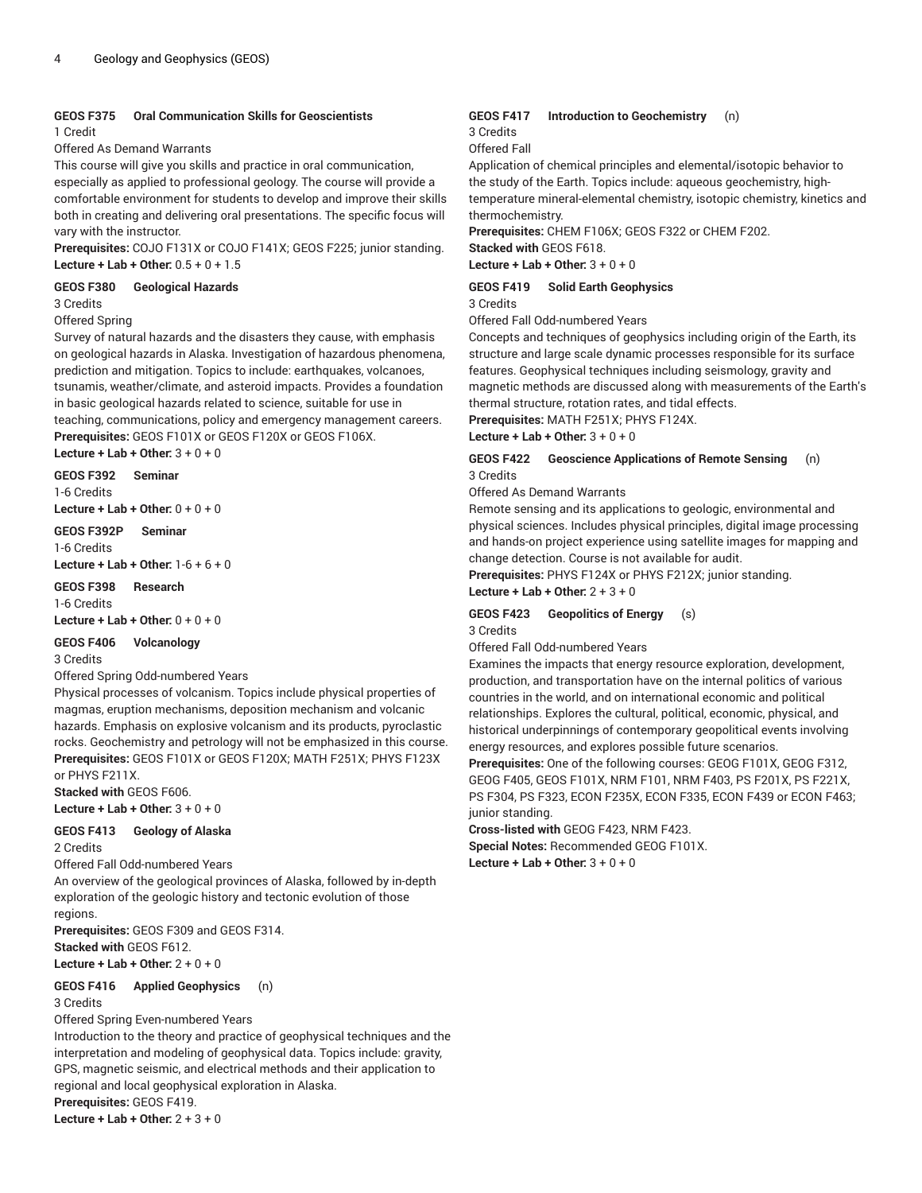### GEOS F375 Oral Communication Skills for Geoscientists

1 Credit

Offered As Demand Warrants

This course will give you skills and practice in oral communication, especially as applied to professional geology. The course will provide a comfortable environment for students to develop and improve their skills both in creating and delivering oral presentations. The specific focus will vary with the instructor.

**Prerequisites:** COJO F131X or COJO F141X; GEOS F225; junior standing.

**Lecture + Lab + Other:** 0.5 + 0 + 1.5

### GEOS F380 Geological Hazards

3 Credits

Offered Spring

Survey of natural hazards and the disasters they cause, with emphasis on geological hazards in Alaska. Investigation of hazardous phenomena, prediction and mitigation. Topics to include: earthquakes, volcanoes, tsunamis, weather/climate, and asteroid impacts. Provides a foundation in basic geological hazards related to science, suitable for use in teaching, communications, policy and emergency management careers.

**Prerequisites:** GEOS F101X or GEOS F120X or GEOS F106X.

**Lecture + Lab + Other:** 3 + 0 + 0

### GEOS F392 Seminar

1-6 Credits

**Lecture + Lab + Other:** 0 + 0 + 0

### GEOS F392P Seminar

1-6 Credits

**Lecture + Lab + Other:** 1-6 + 6 + 0

### GEOS F398 Research

1-6 Credits

**Lecture + Lab + Other:** 0 + 0 + 0

### GEOS F406 Volcanology

3 Credits

Offered Spring Odd-numbered Years

Physical processes of volcanism. Topics include physical properties of magmas, eruption mechanisms, deposition mechanism and volcanic hazards. Emphasis on explosive volcanism and its products, pyroclastic rocks. Geochemistry and petrology will not be emphasized in this course.

**Prerequisites:** GEOS F101X or GEOS F120X; MATH F251X; PHYS F123X or PHYS F211X.

**Stacked with** GEOS F606.

**Lecture + Lab + Other:** 3 + 0 + 0

### GEOS F413 Geology of Alaska

2 Credits

Offered Fall Odd-numbered Years

An overview of the geological provinces of Alaska, followed by in-depth exploration of the geologic history and tectonic evolution of those regions.

**Prerequisites:** GEOS F309 and GEOS F314.

**Stacked with** GEOS F612.

**Lecture + Lab + Other:** 2 + 0 + 0

### GEOS F416 Applied Geophysics (n)

3 Credits

Offered Spring Even-numbered Years

Introduction to the theory and practice of geophysical techniques and the interpretation and modeling of geophysical data. Topics include: gravity, GPS, magnetic seismic, and electrical methods and their application to regional and local geophysical exploration in Alaska.

**Prerequisites:** GEOS F419.

**Lecture + Lab + Other:** 2 + 3 + 0

### GEOS F417 Introduction to Geochemistry (n)

3 Credits

Offered Fall

Application of chemical principles and elemental/isotopic behavior to the study of the Earth. Topics include: aqueous geochemistry, high-temperature mineral-elemental chemistry, isotopic chemistry, kinetics and thermochemistry.

**Prerequisites:** CHEM F106X; GEOS F322 or CHEM F202.

**Stacked with** GEOS F618.

**Lecture + Lab + Other:** 3 + 0 + 0

### GEOS F419 Solid Earth Geophysics

3 Credits

Offered Fall Odd-numbered Years

Concepts and techniques of geophysics including origin of the Earth, its structure and large scale dynamic processes responsible for its surface features. Geophysical techniques including seismology, gravity and magnetic methods are discussed along with measurements of the Earth's thermal structure, rotation rates, and tidal effects.

**Prerequisites:** MATH F251X; PHYS F124X.

**Lecture + Lab + Other:** 3 + 0 + 0

### GEOS F422 Geoscience Applications of Remote Sensing (n)

3 Credits

Offered As Demand Warrants

Remote sensing and its applications to geologic, environmental and physical sciences. Includes physical principles, digital image processing and hands-on project experience using satellite images for mapping and change detection. Course is not available for audit.

**Prerequisites:** PHYS F124X or PHYS F212X; junior standing.

**Lecture + Lab + Other:** 2 + 3 + 0

### GEOS F423 Geopolitics of Energy (s)

3 Credits

Offered Fall Odd-numbered Years

Examines the impacts that energy resource exploration, development, production, and transportation have on the internal politics of various countries in the world, and on international economic and political relationships. Explores the cultural, political, economic, physical, and historical underpinnings of contemporary geopolitical events involving energy resources, and explores possible future scenarios.

**Prerequisites:** One of the following courses: GEOG F101X, GEOG F312, GEOG F405, GEOS F101X, NRM F101, NRM F403, PS F201X, PS F221X, PS F304, PS F323, ECON F235X, ECON F335, ECON F439 or ECON F463; junior standing.

**Cross-listed with** GEOG F423, NRM F423.

**Special Notes:** Recommended GEOG F101X.

**Lecture + Lab + Other:** 3 + 0 + 0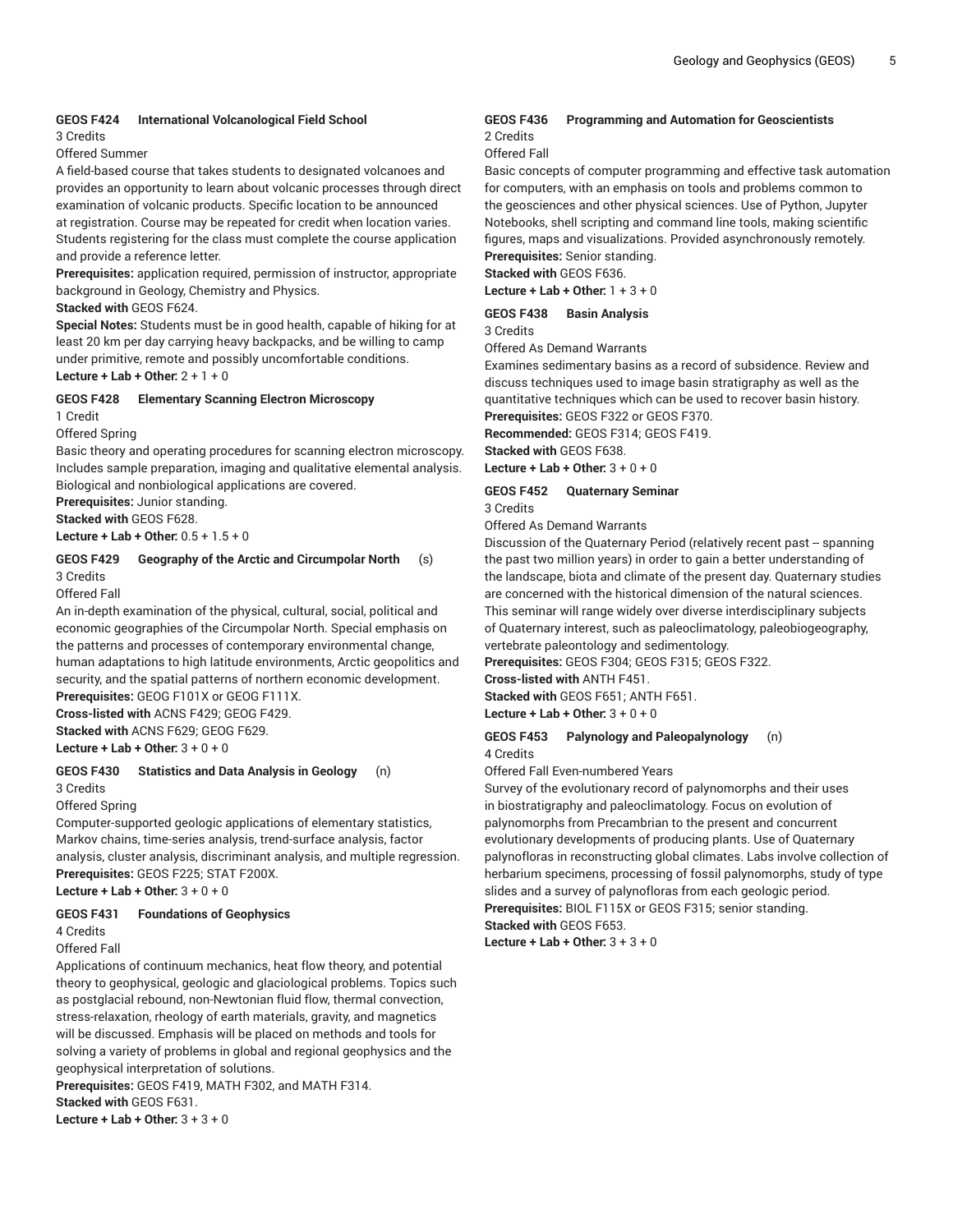**GEOS F424 International Volcanological Field School**
3 Credits
Offered Summer
A field-based course that takes students to designated volcanoes and provides an opportunity to learn about volcanic processes through direct examination of volcanic products. Specific location to be announced at registration. Course may be repeated for credit when location varies. Students registering for the class must complete the course application and provide a reference letter.
**Prerequisites:** application required, permission of instructor, appropriate background in Geology, Chemistry and Physics.
**Stacked with** GEOS F624.
**Special Notes:** Students must be in good health, capable of hiking for at least 20 km per day carrying heavy backpacks, and be willing to camp under primitive, remote and possibly uncomfortable conditions.
**Lecture + Lab + Other:** 2 + 1 + 0

**GEOS F428 Elementary Scanning Electron Microscopy**
1 Credit
Offered Spring
Basic theory and operating procedures for scanning electron microscopy. Includes sample preparation, imaging and qualitative elemental analysis. Biological and nonbiological applications are covered.
**Prerequisites:** Junior standing.
**Stacked with** GEOS F628.
**Lecture + Lab + Other:** 0.5 + 1.5 + 0

**GEOS F429 Geography of the Arctic and Circumpolar North** (s)
3 Credits
Offered Fall
An in-depth examination of the physical, cultural, social, political and economic geographies of the Circumpolar North. Special emphasis on the patterns and processes of contemporary environmental change, human adaptations to high latitude environments, Arctic geopolitics and security, and the spatial patterns of northern economic development.
**Prerequisites:** GEOG F101X or GEOG F111X.
**Cross-listed with** ACNS F429; GEOG F429.
**Stacked with** ACNS F629; GEOG F629.
**Lecture + Lab + Other:** 3 + 0 + 0

**GEOS F430 Statistics and Data Analysis in Geology** (n)
3 Credits
Offered Spring
Computer-supported geologic applications of elementary statistics, Markov chains, time-series analysis, trend-surface analysis, factor analysis, cluster analysis, discriminant analysis, and multiple regression.
**Prerequisites:** GEOS F225; STAT F200X.
**Lecture + Lab + Other:** 3 + 0 + 0

**GEOS F431 Foundations of Geophysics**
4 Credits
Offered Fall
Applications of continuum mechanics, heat flow theory, and potential theory to geophysical, geologic and glaciological problems. Topics such as postglacial rebound, non-Newtonian fluid flow, thermal convection, stress-relaxation, rheology of earth materials, gravity, and magnetics will be discussed. Emphasis will be placed on methods and tools for solving a variety of problems in global and regional geophysics and the geophysical interpretation of solutions.
**Prerequisites:** GEOS F419, MATH F302, and MATH F314.
**Stacked with** GEOS F631.
**Lecture + Lab + Other:** 3 + 3 + 0

**GEOS F436 Programming and Automation for Geoscientists**
2 Credits
Offered Fall
Basic concepts of computer programming and effective task automation for computers, with an emphasis on tools and problems common to the geosciences and other physical sciences. Use of Python, Jupyter Notebooks, shell scripting and command line tools, making scientific figures, maps and visualizations. Provided asynchronously remotely.
**Prerequisites:** Senior standing.
**Stacked with** GEOS F636.
**Lecture + Lab + Other:** 1 + 3 + 0

**GEOS F438 Basin Analysis**
3 Credits
Offered As Demand Warrants
Examines sedimentary basins as a record of subsidence. Review and discuss techniques used to image basin stratigraphy as well as the quantitative techniques which can be used to recover basin history.
**Prerequisites:** GEOS F322 or GEOS F370.
**Recommended:** GEOS F314; GEOS F419.
**Stacked with** GEOS F638.
**Lecture + Lab + Other:** 3 + 0 + 0

**GEOS F452 Quaternary Seminar**
3 Credits
Offered As Demand Warrants
Discussion of the Quaternary Period (relatively recent past -- spanning the past two million years) in order to gain a better understanding of the landscape, biota and climate of the present day. Quaternary studies are concerned with the historical dimension of the natural sciences. This seminar will range widely over diverse interdisciplinary subjects of Quaternary interest, such as paleoclimatology, paleobiogeography, vertebrate paleontology and sedimentology.
**Prerequisites:** GEOS F304; GEOS F315; GEOS F322.
**Cross-listed with** ANTH F451.
**Stacked with** GEOS F651; ANTH F651.
**Lecture + Lab + Other:** 3 + 0 + 0

**GEOS F453 Palynology and Paleopalynology** (n)
4 Credits
Offered Fall Even-numbered Years
Survey of the evolutionary record of palynomorphs and their uses in biostratigraphy and paleoclimatology. Focus on evolution of palynomorphs from Precambrian to the present and concurrent evolutionary developments of producing plants. Use of Quaternary palynofloras in reconstructing global climates. Labs involve collection of herbarium specimens, processing of fossil palynomorphs, study of type slides and a survey of palynofloras from each geologic period.
**Prerequisites:** BIOL F115X or GEOS F315; senior standing.
**Stacked with** GEOS F653.
**Lecture + Lab + Other:** 3 + 3 + 0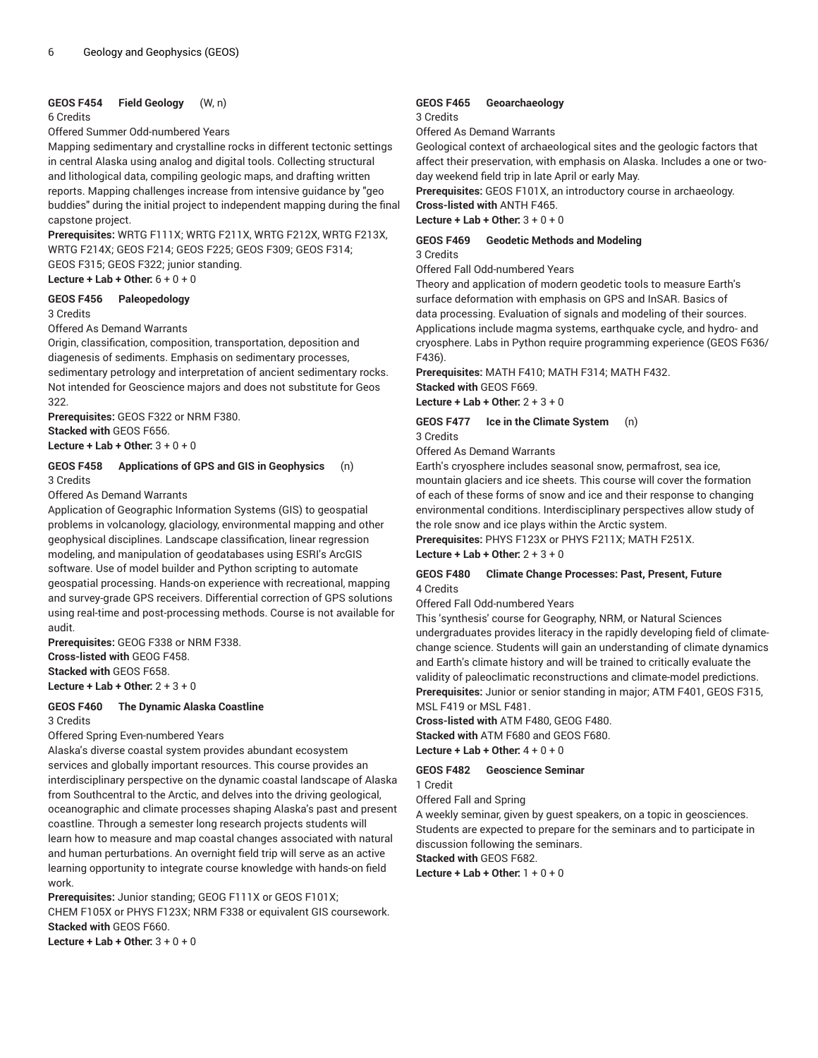### GEOS F454 Field Geology (W, n)

6 Credits

Offered Summer Odd-numbered Years

Mapping sedimentary and crystalline rocks in different tectonic settings in central Alaska using analog and digital tools. Collecting structural and lithological data, compiling geologic maps, and drafting written reports. Mapping challenges increase from intensive guidance by "geo buddies" during the initial project to independent mapping during the final capstone project.

**Prerequisites:** WRTG F111X; WRTG F211X, WRTG F212X, WRTG F213X, WRTG F214X; GEOS F214; GEOS F225; GEOS F309; GEOS F314; GEOS F315; GEOS F322; junior standing.

**Lecture + Lab + Other:** 6 + 0 + 0

### GEOS F456 Paleopedology

3 Credits

Offered As Demand Warrants

Origin, classification, composition, transportation, deposition and diagenesis of sediments. Emphasis on sedimentary processes, sedimentary petrology and interpretation of ancient sedimentary rocks. Not intended for Geoscience majors and does not substitute for Geos 322.

**Prerequisites:** GEOS F322 or NRM F380.

**Stacked with** GEOS F656.

**Lecture + Lab + Other:** 3 + 0 + 0

### GEOS F458 Applications of GPS and GIS in Geophysics (n)

3 Credits

Offered As Demand Warrants

Application of Geographic Information Systems (GIS) to geospatial problems in volcanology, glaciology, environmental mapping and other geophysical disciplines. Landscape classification, linear regression modeling, and manipulation of geodatabases using ESRI's ArcGIS software. Use of model builder and Python scripting to automate geospatial processing. Hands-on experience with recreational, mapping and survey-grade GPS receivers. Differential correction of GPS solutions using real-time and post-processing methods. Course is not available for audit.

**Prerequisites:** GEOG F338 or NRM F338.

**Cross-listed with** GEOG F458.

**Stacked with** GEOS F658.

**Lecture + Lab + Other:** 2 + 3 + 0

### GEOS F460 The Dynamic Alaska Coastline

3 Credits

Offered Spring Even-numbered Years

Alaska's diverse coastal system provides abundant ecosystem services and globally important resources. This course provides an interdisciplinary perspective on the dynamic coastal landscape of Alaska from Southcentral to the Arctic, and delves into the driving geological, oceanographic and climate processes shaping Alaska's past and present coastline. Through a semester long research projects students will learn how to measure and map coastal changes associated with natural and human perturbations. An overnight field trip will serve as an active learning opportunity to integrate course knowledge with hands-on field work.

**Prerequisites:** Junior standing; GEOG F111X or GEOS F101X; CHEM F105X or PHYS F123X; NRM F338 or equivalent GIS coursework.

**Stacked with** GEOS F660.

**Lecture + Lab + Other:** 3 + 0 + 0

### GEOS F465 Geoarchaeology

3 Credits

Offered As Demand Warrants

Geological context of archaeological sites and the geologic factors that affect their preservation, with emphasis on Alaska. Includes a one or two-day weekend field trip in late April or early May.

**Prerequisites:** GEOS F101X, an introductory course in archaeology.

**Cross-listed with** ANTH F465.

**Lecture + Lab + Other:** 3 + 0 + 0

### GEOS F469 Geodetic Methods and Modeling

3 Credits

Offered Fall Odd-numbered Years

Theory and application of modern geodetic tools to measure Earth's surface deformation with emphasis on GPS and InSAR. Basics of data processing. Evaluation of signals and modeling of their sources. Applications include magma systems, earthquake cycle, and hydro- and cryosphere. Labs in Python require programming experience (GEOS F636/F436).

**Prerequisites:** MATH F410; MATH F314; MATH F432.

**Stacked with** GEOS F669.

**Lecture + Lab + Other:** 2 + 3 + 0

### GEOS F477 Ice in the Climate System (n)

3 Credits

Offered As Demand Warrants

Earth's cryosphere includes seasonal snow, permafrost, sea ice, mountain glaciers and ice sheets. This course will cover the formation of each of these forms of snow and ice and their response to changing environmental conditions. Interdisciplinary perspectives allow study of the role snow and ice plays within the Arctic system.

**Prerequisites:** PHYS F123X or PHYS F211X; MATH F251X.

**Lecture + Lab + Other:** 2 + 3 + 0

### GEOS F480 Climate Change Processes: Past, Present, Future

4 Credits

Offered Fall Odd-numbered Years

This 'synthesis' course for Geography, NRM, or Natural Sciences undergraduates provides literacy in the rapidly developing field of climate-change science. Students will gain an understanding of climate dynamics and Earth's climate history and will be trained to critically evaluate the validity of paleoclimatic reconstructions and climate-model predictions.

**Prerequisites:** Junior or senior standing in major; ATM F401, GEOS F315, MSL F419 or MSL F481.

**Cross-listed with** ATM F480, GEOG F480.

**Stacked with** ATM F680 and GEOS F680.

**Lecture + Lab + Other:** 4 + 0 + 0

### GEOS F482 Geoscience Seminar

1 Credit

Offered Fall and Spring

A weekly seminar, given by guest speakers, on a topic in geosciences. Students are expected to prepare for the seminars and to participate in discussion following the seminars.

**Stacked with** GEOS F682.

**Lecture + Lab + Other:** 1 + 0 + 0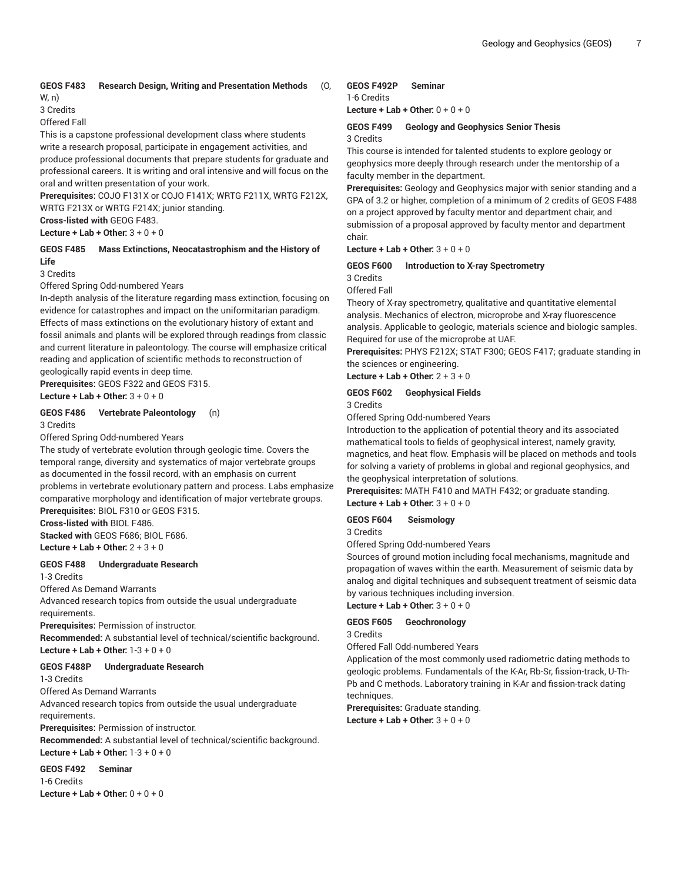**GEOS F483 Research Design, Writing and Presentation Methods** (O, W, n)
3 Credits
Offered Fall
This is a capstone professional development class where students write a research proposal, participate in engagement activities, and produce professional documents that prepare students for graduate and professional careers. It is writing and oral intensive and will focus on the oral and written presentation of your work.
**Prerequisites:** COJO F131X or COJO F141X; WRTG F211X, WRTG F212X, WRTG F213X or WRTG F214X; junior standing.
**Cross-listed with** GEOG F483.
**Lecture + Lab + Other:** 3 + 0 + 0

**GEOS F485 Mass Extinctions, Neocatastrophism and the History of Life**
3 Credits
Offered Spring Odd-numbered Years
In-depth analysis of the literature regarding mass extinction, focusing on evidence for catastrophes and impact on the uniformitarian paradigm. Effects of mass extinctions on the evolutionary history of extant and fossil animals and plants will be explored through readings from classic and current literature in paleontology. The course will emphasize critical reading and application of scientific methods to reconstruction of geologically rapid events in deep time.
**Prerequisites:** GEOS F322 and GEOS F315.
**Lecture + Lab + Other:** 3 + 0 + 0

**GEOS F486 Vertebrate Paleontology** (n)
3 Credits
Offered Spring Odd-numbered Years
The study of vertebrate evolution through geologic time. Covers the temporal range, diversity and systematics of major vertebrate groups as documented in the fossil record, with an emphasis on current problems in vertebrate evolutionary pattern and process. Labs emphasize comparative morphology and identification of major vertebrate groups.
**Prerequisites:** BIOL F310 or GEOS F315.
**Cross-listed with** BIOL F486.
**Stacked with** GEOS F686; BIOL F686.
**Lecture + Lab + Other:** 2 + 3 + 0

**GEOS F488 Undergraduate Research**
1-3 Credits
Offered As Demand Warrants
Advanced research topics from outside the usual undergraduate requirements.
**Prerequisites:** Permission of instructor.
**Recommended:** A substantial level of technical/scientific background.
**Lecture + Lab + Other:** 1-3 + 0 + 0

**GEOS F488P Undergraduate Research**
1-3 Credits
Offered As Demand Warrants
Advanced research topics from outside the usual undergraduate requirements.
**Prerequisites:** Permission of instructor.
**Recommended:** A substantial level of technical/scientific background.
**Lecture + Lab + Other:** 1-3 + 0 + 0

**GEOS F492 Seminar**
1-6 Credits
**Lecture + Lab + Other:** 0 + 0 + 0

**GEOS F492P Seminar**
1-6 Credits
**Lecture + Lab + Other:** 0 + 0 + 0

**GEOS F499 Geology and Geophysics Senior Thesis**
3 Credits
This course is intended for talented students to explore geology or geophysics more deeply through research under the mentorship of a faculty member in the department.
**Prerequisites:** Geology and Geophysics major with senior standing and a GPA of 3.2 or higher, completion of a minimum of 2 credits of GEOS F488 on a project approved by faculty mentor and department chair, and submission of a proposal approved by faculty mentor and department chair.
**Lecture + Lab + Other:** 3 + 0 + 0

**GEOS F600 Introduction to X-ray Spectrometry**
3 Credits
Offered Fall
Theory of X-ray spectrometry, qualitative and quantitative elemental analysis. Mechanics of electron, microprobe and X-ray fluorescence analysis. Applicable to geologic, materials science and biologic samples. Required for use of the microprobe at UAF.
**Prerequisites:** PHYS F212X; STAT F300; GEOS F417; graduate standing in the sciences or engineering.
**Lecture + Lab + Other:** 2 + 3 + 0

**GEOS F602 Geophysical Fields**
3 Credits
Offered Spring Odd-numbered Years
Introduction to the application of potential theory and its associated mathematical tools to fields of geophysical interest, namely gravity, magnetics, and heat flow. Emphasis will be placed on methods and tools for solving a variety of problems in global and regional geophysics, and the geophysical interpretation of solutions.
**Prerequisites:** MATH F410 and MATH F432; or graduate standing.
**Lecture + Lab + Other:** 3 + 0 + 0

**GEOS F604 Seismology**
3 Credits
Offered Spring Odd-numbered Years
Sources of ground motion including focal mechanisms, magnitude and propagation of waves within the earth. Measurement of seismic data by analog and digital techniques and subsequent treatment of seismic data by various techniques including inversion.
**Lecture + Lab + Other:** 3 + 0 + 0

**GEOS F605 Geochronology**
3 Credits
Offered Fall Odd-numbered Years
Application of the most commonly used radiometric dating methods to geologic problems. Fundamentals of the K-Ar, Rb-Sr, fission-track, U-Th-Pb and C methods. Laboratory training in K-Ar and fission-track dating techniques.
**Prerequisites:** Graduate standing.
**Lecture + Lab + Other:** 3 + 0 + 0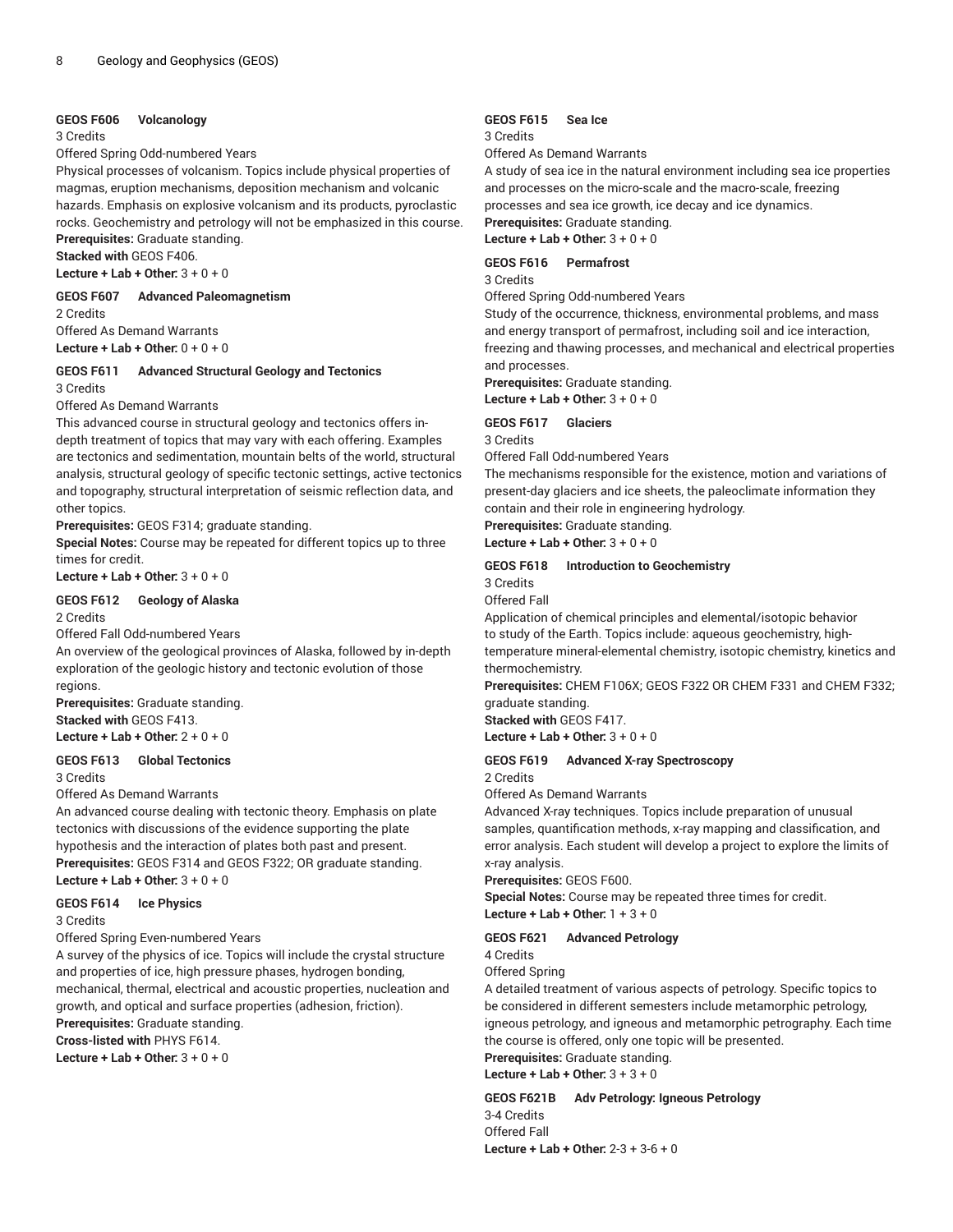#### GEOS F606 Volcanology

3 Credits

Offered Spring Odd-numbered Years

Physical processes of volcanism. Topics include physical properties of magmas, eruption mechanisms, deposition mechanism and volcanic hazards. Emphasis on explosive volcanism and its products, pyroclastic rocks. Geochemistry and petrology will not be emphasized in this course.

**Prerequisites:** Graduate standing.

**Stacked with** GEOS F406.

**Lecture + Lab + Other:** 3 + 0 + 0

#### GEOS F607 Advanced Paleomagnetism

2 Credits

Offered As Demand Warrants

**Lecture + Lab + Other:** 0 + 0 + 0

#### GEOS F611 Advanced Structural Geology and Tectonics

3 Credits

Offered As Demand Warrants

This advanced course in structural geology and tectonics offers in-depth treatment of topics that may vary with each offering. Examples are tectonics and sedimentation, mountain belts of the world, structural analysis, structural geology of specific tectonic settings, active tectonics and topography, structural interpretation of seismic reflection data, and other topics.

**Prerequisites:** GEOS F314; graduate standing.

**Special Notes:** Course may be repeated for different topics up to three times for credit.

**Lecture + Lab + Other:** 3 + 0 + 0

#### GEOS F612 Geology of Alaska

2 Credits

Offered Fall Odd-numbered Years

An overview of the geological provinces of Alaska, followed by in-depth exploration of the geologic history and tectonic evolution of those regions.

**Prerequisites:** Graduate standing.

**Stacked with** GEOS F413.

**Lecture + Lab + Other:** 2 + 0 + 0

#### GEOS F613 Global Tectonics

3 Credits

Offered As Demand Warrants

An advanced course dealing with tectonic theory. Emphasis on plate tectonics with discussions of the evidence supporting the plate hypothesis and the interaction of plates both past and present.

**Prerequisites:** GEOS F314 and GEOS F322; OR graduate standing.

**Lecture + Lab + Other:** 3 + 0 + 0

#### GEOS F614 Ice Physics

3 Credits

Offered Spring Even-numbered Years

A survey of the physics of ice. Topics will include the crystal structure and properties of ice, high pressure phases, hydrogen bonding, mechanical, thermal, electrical and acoustic properties, nucleation and growth, and optical and surface properties (adhesion, friction).

**Prerequisites:** Graduate standing.

**Cross-listed with** PHYS F614.

**Lecture + Lab + Other:** 3 + 0 + 0

#### GEOS F615 Sea Ice

3 Credits

Offered As Demand Warrants

A study of sea ice in the natural environment including sea ice properties and processes on the micro-scale and the macro-scale, freezing processes and sea ice growth, ice decay and ice dynamics.

**Prerequisites:** Graduate standing.

**Lecture + Lab + Other:** 3 + 0 + 0

#### GEOS F616 Permafrost

3 Credits

Offered Spring Odd-numbered Years

Study of the occurrence, thickness, environmental problems, and mass and energy transport of permafrost, including soil and ice interaction, freezing and thawing processes, and mechanical and electrical properties and processes.

**Prerequisites:** Graduate standing.

**Lecture + Lab + Other:** 3 + 0 + 0

#### GEOS F617 Glaciers

3 Credits

Offered Fall Odd-numbered Years

The mechanisms responsible for the existence, motion and variations of present-day glaciers and ice sheets, the paleoclimate information they contain and their role in engineering hydrology.

**Prerequisites:** Graduate standing.

**Lecture + Lab + Other:** 3 + 0 + 0

#### GEOS F618 Introduction to Geochemistry

3 Credits

Offered Fall

Application of chemical principles and elemental/isotopic behavior to study of the Earth. Topics include: aqueous geochemistry, high-temperature mineral-elemental chemistry, isotopic chemistry, kinetics and thermochemistry.

**Prerequisites:** CHEM F106X; GEOS F322 OR CHEM F331 and CHEM F332; graduate standing.

**Stacked with** GEOS F417.

**Lecture + Lab + Other:** 3 + 0 + 0

#### GEOS F619 Advanced X-ray Spectroscopy

2 Credits

Offered As Demand Warrants

Advanced X-ray techniques. Topics include preparation of unusual samples, quantification methods, x-ray mapping and classification, and error analysis. Each student will develop a project to explore the limits of x-ray analysis.

**Prerequisites:** GEOS F600.

**Special Notes:** Course may be repeated three times for credit.

**Lecture + Lab + Other:** 1 + 3 + 0

#### GEOS F621 Advanced Petrology

4 Credits

Offered Spring

A detailed treatment of various aspects of petrology. Specific topics to be considered in different semesters include metamorphic petrology, igneous petrology, and igneous and metamorphic petrography. Each time the course is offered, only one topic will be presented.

**Prerequisites:** Graduate standing.

**Lecture + Lab + Other:** 3 + 3 + 0

#### GEOS F621B Adv Petrology: Igneous Petrology

3-4 Credits

Offered Fall

**Lecture + Lab + Other:** 2-3 + 3-6 + 0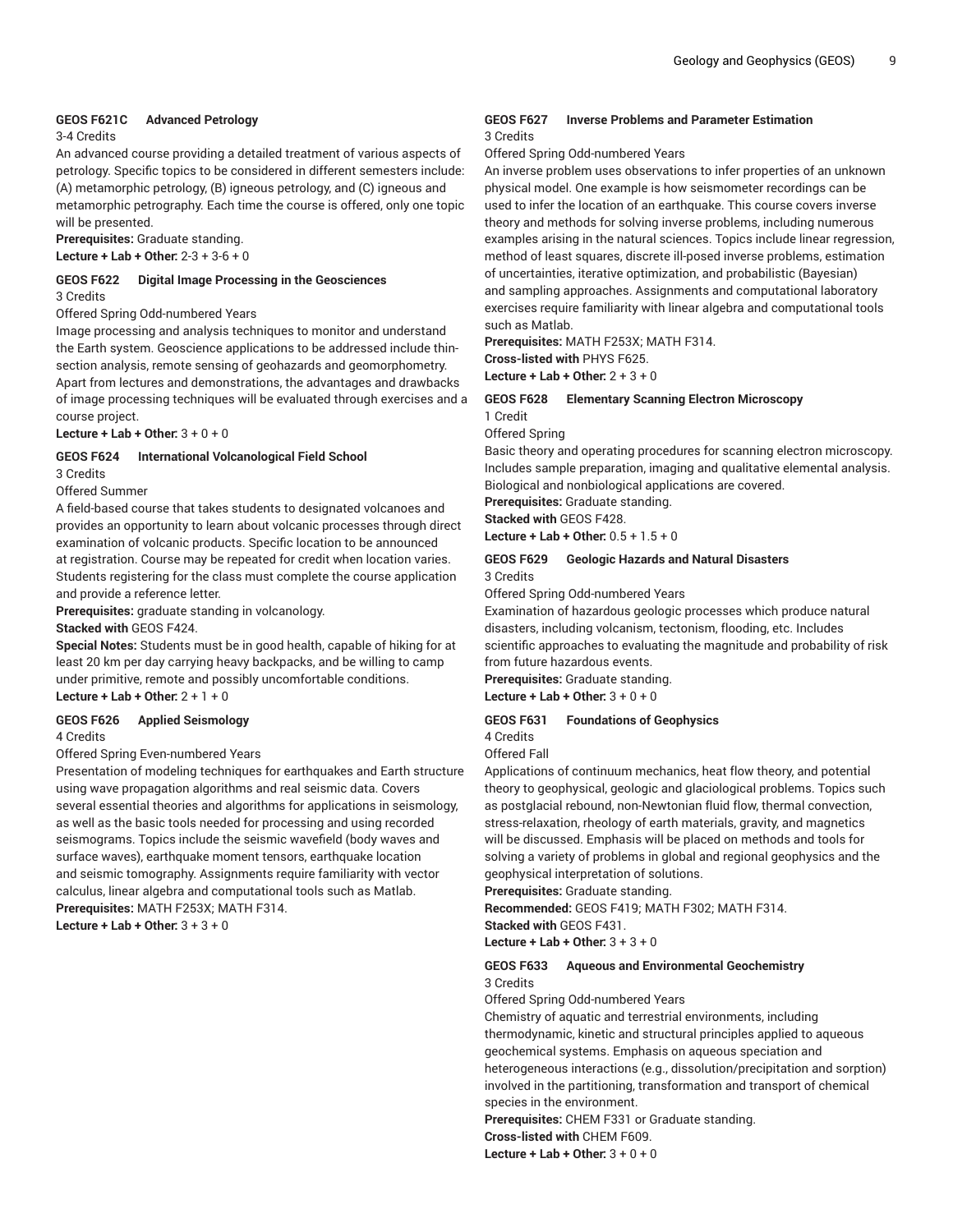### GEOS F621C Advanced Petrology

3-4 Credits

An advanced course providing a detailed treatment of various aspects of petrology. Specific topics to be considered in different semesters include: (A) metamorphic petrology, (B) igneous petrology, and (C) igneous and metamorphic petrography. Each time the course is offered, only one topic will be presented.

**Prerequisites:** Graduate standing.

**Lecture + Lab + Other:** 2-3 + 3-6 + 0

### GEOS F622 Digital Image Processing in the Geosciences

3 Credits

Offered Spring Odd-numbered Years

Image processing and analysis techniques to monitor and understand the Earth system. Geoscience applications to be addressed include thin-section analysis, remote sensing of geohazards and geomorphometry. Apart from lectures and demonstrations, the advantages and drawbacks of image processing techniques will be evaluated through exercises and a course project.

**Lecture + Lab + Other:** 3 + 0 + 0

### GEOS F624 International Volcanological Field School

3 Credits

Offered Summer

A field-based course that takes students to designated volcanoes and provides an opportunity to learn about volcanic processes through direct examination of volcanic products. Specific location to be announced at registration. Course may be repeated for credit when location varies. Students registering for the class must complete the course application and provide a reference letter.

**Prerequisites:** graduate standing in volcanology.

**Stacked with** GEOS F424.

**Special Notes:** Students must be in good health, capable of hiking for at least 20 km per day carrying heavy backpacks, and be willing to camp under primitive, remote and possibly uncomfortable conditions.

**Lecture + Lab + Other:** 2 + 1 + 0

### GEOS F626 Applied Seismology

4 Credits

Offered Spring Even-numbered Years

Presentation of modeling techniques for earthquakes and Earth structure using wave propagation algorithms and real seismic data. Covers several essential theories and algorithms for applications in seismology, as well as the basic tools needed for processing and using recorded seismograms. Topics include the seismic wavefield (body waves and surface waves), earthquake moment tensors, earthquake location and seismic tomography. Assignments require familiarity with vector calculus, linear algebra and computational tools such as Matlab.

**Prerequisites:** MATH F253X; MATH F314.

**Lecture + Lab + Other:** 3 + 3 + 0

### GEOS F627 Inverse Problems and Parameter Estimation

3 Credits

Offered Spring Odd-numbered Years

An inverse problem uses observations to infer properties of an unknown physical model. One example is how seismometer recordings can be used to infer the location of an earthquake. This course covers inverse theory and methods for solving inverse problems, including numerous examples arising in the natural sciences. Topics include linear regression, method of least squares, discrete ill-posed inverse problems, estimation of uncertainties, iterative optimization, and probabilistic (Bayesian) and sampling approaches. Assignments and computational laboratory exercises require familiarity with linear algebra and computational tools such as Matlab.

**Prerequisites:** MATH F253X; MATH F314.

**Cross-listed with** PHYS F625.

**Lecture + Lab + Other:** 2 + 3 + 0

### GEOS F628 Elementary Scanning Electron Microscopy

1 Credit

Offered Spring

Basic theory and operating procedures for scanning electron microscopy. Includes sample preparation, imaging and qualitative elemental analysis. Biological and nonbiological applications are covered.

**Prerequisites:** Graduate standing.

**Stacked with** GEOS F428.

**Lecture + Lab + Other:** 0.5 + 1.5 + 0

### GEOS F629 Geologic Hazards and Natural Disasters

3 Credits

Offered Spring Odd-numbered Years

Examination of hazardous geologic processes which produce natural disasters, including volcanism, tectonism, flooding, etc. Includes scientific approaches to evaluating the magnitude and probability of risk from future hazardous events.

**Prerequisites:** Graduate standing.

**Lecture + Lab + Other:** 3 + 0 + 0

### GEOS F631 Foundations of Geophysics

4 Credits

Offered Fall

Applications of continuum mechanics, heat flow theory, and potential theory to geophysical, geologic and glaciological problems. Topics such as postglacial rebound, non-Newtonian fluid flow, thermal convection, stress-relaxation, rheology of earth materials, gravity, and magnetics will be discussed. Emphasis will be placed on methods and tools for solving a variety of problems in global and regional geophysics and the geophysical interpretation of solutions.

**Prerequisites:** Graduate standing.

**Recommended:** GEOS F419; MATH F302; MATH F314.

**Stacked with** GEOS F431.

**Lecture + Lab + Other:** 3 + 3 + 0

### GEOS F633 Aqueous and Environmental Geochemistry

3 Credits

Offered Spring Odd-numbered Years

Chemistry of aquatic and terrestrial environments, including thermodynamic, kinetic and structural principles applied to aqueous geochemical systems. Emphasis on aqueous speciation and heterogeneous interactions (e.g., dissolution/precipitation and sorption) involved in the partitioning, transformation and transport of chemical species in the environment.

**Prerequisites:** CHEM F331 or Graduate standing.

**Cross-listed with** CHEM F609.

**Lecture + Lab + Other:** 3 + 0 + 0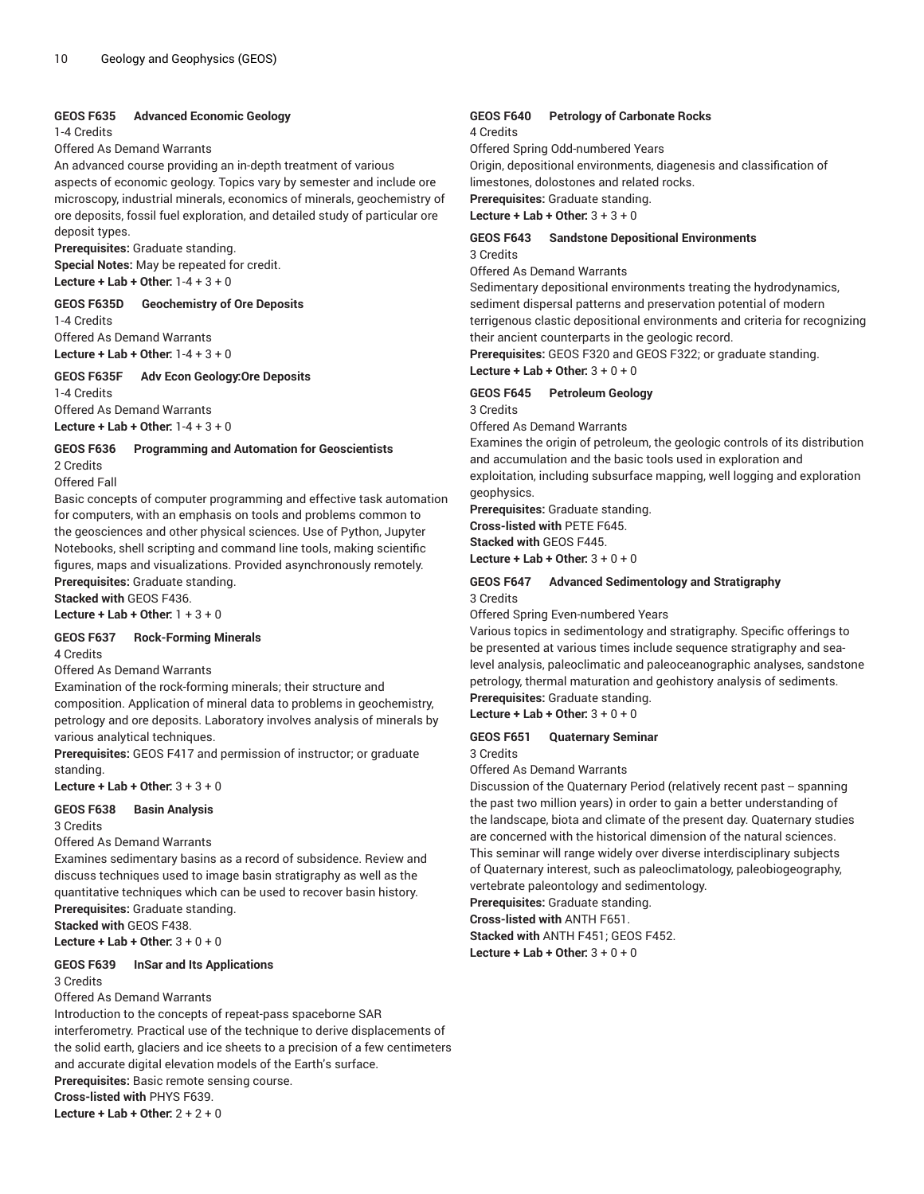### GEOS F635 Advanced Economic Geology

1-4 Credits

Offered As Demand Warrants

An advanced course providing an in-depth treatment of various aspects of economic geology. Topics vary by semester and include ore microscopy, industrial minerals, economics of minerals, geochemistry of ore deposits, fossil fuel exploration, and detailed study of particular ore deposit types.

**Prerequisites:** Graduate standing.

**Special Notes:** May be repeated for credit.

**Lecture + Lab + Other:** 1-4 + 3 + 0

### GEOS F635D Geochemistry of Ore Deposits

1-4 Credits

Offered As Demand Warrants

**Lecture + Lab + Other:** 1-4 + 3 + 0

### GEOS F635F Adv Econ Geology:Ore Deposits

1-4 Credits

Offered As Demand Warrants

**Lecture + Lab + Other:** 1-4 + 3 + 0

### GEOS F636 Programming and Automation for Geoscientists

2 Credits

Offered Fall

Basic concepts of computer programming and effective task automation for computers, with an emphasis on tools and problems common to the geosciences and other physical sciences. Use of Python, Jupyter Notebooks, shell scripting and command line tools, making scientific figures, maps and visualizations. Provided asynchronously remotely.

**Prerequisites:** Graduate standing.

**Stacked with** GEOS F436.

**Lecture + Lab + Other:** 1 + 3 + 0

### GEOS F637 Rock-Forming Minerals

4 Credits

Offered As Demand Warrants

Examination of the rock-forming minerals; their structure and composition. Application of mineral data to problems in geochemistry, petrology and ore deposits. Laboratory involves analysis of minerals by various analytical techniques.

**Prerequisites:** GEOS F417 and permission of instructor; or graduate standing.

**Lecture + Lab + Other:** 3 + 3 + 0

### GEOS F638 Basin Analysis

3 Credits

Offered As Demand Warrants

Examines sedimentary basins as a record of subsidence. Review and discuss techniques used to image basin stratigraphy as well as the quantitative techniques which can be used to recover basin history.

**Prerequisites:** Graduate standing.

**Stacked with** GEOS F438.

**Lecture + Lab + Other:** 3 + 0 + 0

### GEOS F639 InSar and Its Applications

3 Credits

Offered As Demand Warrants

Introduction to the concepts of repeat-pass spaceborne SAR interferometry. Practical use of the technique to derive displacements of the solid earth, glaciers and ice sheets to a precision of a few centimeters and accurate digital elevation models of the Earth's surface.

**Prerequisites:** Basic remote sensing course.

**Cross-listed with** PHYS F639.

**Lecture + Lab + Other:** 2 + 2 + 0

### GEOS F640 Petrology of Carbonate Rocks

4 Credits

Offered Spring Odd-numbered Years

Origin, depositional environments, diagenesis and classification of limestones, dolostones and related rocks.

**Prerequisites:** Graduate standing.

**Lecture + Lab + Other:** 3 + 3 + 0

### GEOS F643 Sandstone Depositional Environments

3 Credits

Offered As Demand Warrants

Sedimentary depositional environments treating the hydrodynamics, sediment dispersal patterns and preservation potential of modern terrigenous clastic depositional environments and criteria for recognizing their ancient counterparts in the geologic record.

**Prerequisites:** GEOS F320 and GEOS F322; or graduate standing.

**Lecture + Lab + Other:** 3 + 0 + 0

### GEOS F645 Petroleum Geology

3 Credits

Offered As Demand Warrants

Examines the origin of petroleum, the geologic controls of its distribution and accumulation and the basic tools used in exploration and exploitation, including subsurface mapping, well logging and exploration geophysics.

**Prerequisites:** Graduate standing.

**Cross-listed with** PETE F645.

**Stacked with** GEOS F445.

**Lecture + Lab + Other:** 3 + 0 + 0

### GEOS F647 Advanced Sedimentology and Stratigraphy

3 Credits

Offered Spring Even-numbered Years

Various topics in sedimentology and stratigraphy. Specific offerings to be presented at various times include sequence stratigraphy and sea-level analysis, paleoclimatic and paleoceanographic analyses, sandstone petrology, thermal maturation and geohistory analysis of sediments.

**Prerequisites:** Graduate standing.

**Lecture + Lab + Other:** 3 + 0 + 0

### GEOS F651 Quaternary Seminar

3 Credits

Offered As Demand Warrants

Discussion of the Quaternary Period (relatively recent past -- spanning the past two million years) in order to gain a better understanding of the landscape, biota and climate of the present day. Quaternary studies are concerned with the historical dimension of the natural sciences. This seminar will range widely over diverse interdisciplinary subjects of Quaternary interest, such as paleoclimatology, paleobiogeography, vertebrate paleontology and sedimentology.

**Prerequisites:** Graduate standing.

**Cross-listed with** ANTH F651.

**Stacked with** ANTH F451; GEOS F452.

**Lecture + Lab + Other:** 3 + 0 + 0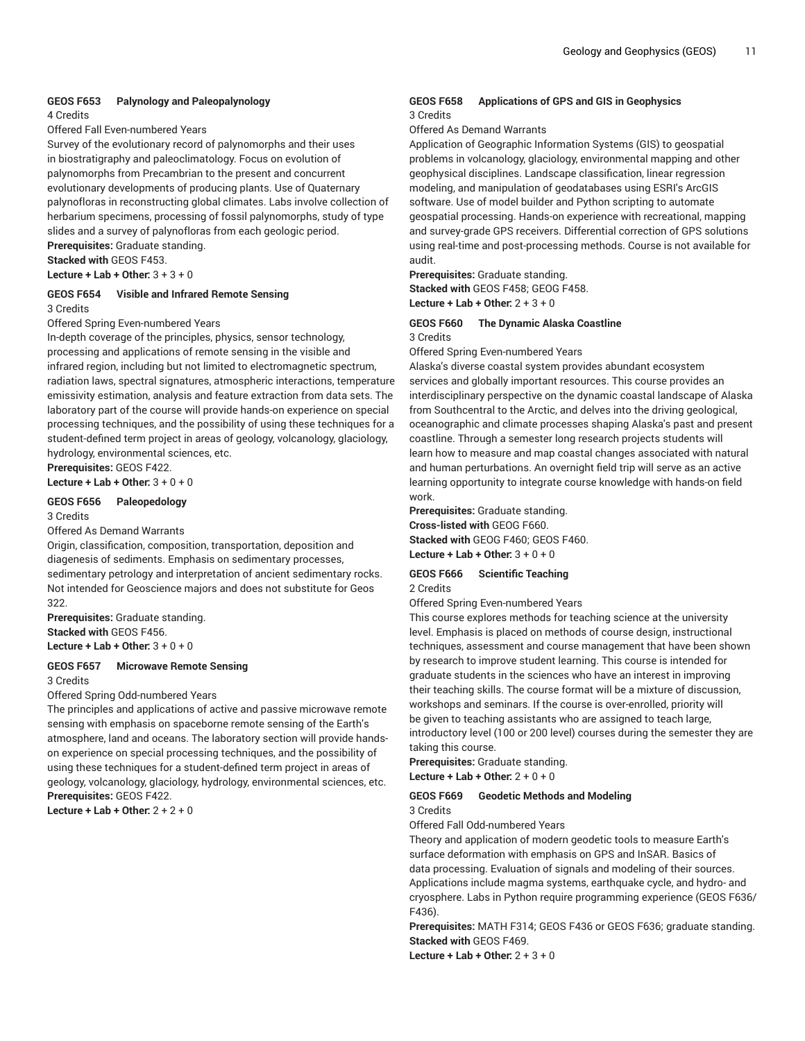### GEOS F653 Palynology and Paleopalynology

4 Credits

Offered Fall Even-numbered Years

Survey of the evolutionary record of palynomorphs and their uses in biostratigraphy and paleoclimatology. Focus on evolution of palynomorphs from Precambrian to the present and concurrent evolutionary developments of producing plants. Use of Quaternary palynofloras in reconstructing global climates. Labs involve collection of herbarium specimens, processing of fossil palynomorphs, study of type slides and a survey of palynofloras from each geologic period.

**Prerequisites:** Graduate standing.

**Stacked with** GEOS F453.

**Lecture + Lab + Other:** 3 + 3 + 0

### GEOS F654 Visible and Infrared Remote Sensing

3 Credits

Offered Spring Even-numbered Years

In-depth coverage of the principles, physics, sensor technology, processing and applications of remote sensing in the visible and infrared region, including but not limited to electromagnetic spectrum, radiation laws, spectral signatures, atmospheric interactions, temperature emissivity estimation, analysis and feature extraction from data sets. The laboratory part of the course will provide hands-on experience on special processing techniques, and the possibility of using these techniques for a student-defined term project in areas of geology, volcanology, glaciology, hydrology, environmental sciences, etc.

**Prerequisites:** GEOS F422.

**Lecture + Lab + Other:** 3 + 0 + 0

### GEOS F656 Paleopedology

3 Credits

Offered As Demand Warrants

Origin, classification, composition, transportation, deposition and diagenesis of sediments. Emphasis on sedimentary processes, sedimentary petrology and interpretation of ancient sedimentary rocks. Not intended for Geoscience majors and does not substitute for Geos 322.

**Prerequisites:** Graduate standing.

**Stacked with** GEOS F456.

**Lecture + Lab + Other:** 3 + 0 + 0

### GEOS F657 Microwave Remote Sensing

3 Credits

Offered Spring Odd-numbered Years

The principles and applications of active and passive microwave remote sensing with emphasis on spaceborne remote sensing of the Earth's atmosphere, land and oceans. The laboratory section will provide hands-on experience on special processing techniques, and the possibility of using these techniques for a student-defined term project in areas of geology, volcanology, glaciology, hydrology, environmental sciences, etc.

**Prerequisites:** GEOS F422.

**Lecture + Lab + Other:** 2 + 2 + 0

### GEOS F658 Applications of GPS and GIS in Geophysics

3 Credits

Offered As Demand Warrants

Application of Geographic Information Systems (GIS) to geospatial problems in volcanology, glaciology, environmental mapping and other geophysical disciplines. Landscape classification, linear regression modeling, and manipulation of geodatabases using ESRI's ArcGIS software. Use of model builder and Python scripting to automate geospatial processing. Hands-on experience with recreational, mapping and survey-grade GPS receivers. Differential correction of GPS solutions using real-time and post-processing methods. Course is not available for audit.

**Prerequisites:** Graduate standing.

**Stacked with** GEOS F458; GEOG F458.

**Lecture + Lab + Other:** 2 + 3 + 0

### GEOS F660 The Dynamic Alaska Coastline

3 Credits

Offered Spring Even-numbered Years

Alaska's diverse coastal system provides abundant ecosystem services and globally important resources. This course provides an interdisciplinary perspective on the dynamic coastal landscape of Alaska from Southcentral to the Arctic, and delves into the driving geological, oceanographic and climate processes shaping Alaska's past and present coastline. Through a semester long research projects students will learn how to measure and map coastal changes associated with natural and human perturbations. An overnight field trip will serve as an active learning opportunity to integrate course knowledge with hands-on field work.

**Prerequisites:** Graduate standing.

**Cross-listed with** GEOG F660.

**Stacked with** GEOG F460; GEOS F460.

**Lecture + Lab + Other:** 3 + 0 + 0

### GEOS F666 Scientific Teaching

2 Credits

Offered Spring Even-numbered Years

This course explores methods for teaching science at the university level. Emphasis is placed on methods of course design, instructional techniques, assessment and course management that have been shown by research to improve student learning. This course is intended for graduate students in the sciences who have an interest in improving their teaching skills. The course format will be a mixture of discussion, workshops and seminars. If the course is over-enrolled, priority will be given to teaching assistants who are assigned to teach large, introductory level (100 or 200 level) courses during the semester they are taking this course.

**Prerequisites:** Graduate standing.

**Lecture + Lab + Other:** 2 + 0 + 0

### GEOS F669 Geodetic Methods and Modeling

3 Credits

Offered Fall Odd-numbered Years

Theory and application of modern geodetic tools to measure Earth's surface deformation with emphasis on GPS and InSAR. Basics of data processing. Evaluation of signals and modeling of their sources. Applications include magma systems, earthquake cycle, and hydro- and cryosphere. Labs in Python require programming experience (GEOS F636/F436).

**Prerequisites:** MATH F314; GEOS F436 or GEOS F636; graduate standing.

**Stacked with** GEOS F469.

**Lecture + Lab + Other:** 2 + 3 + 0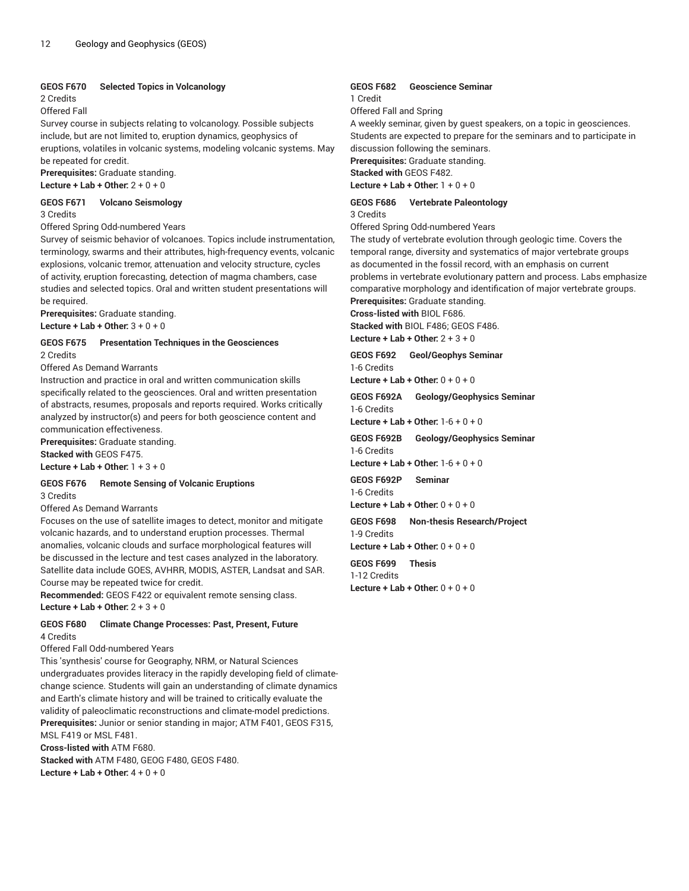**GEOS F670 Selected Topics in Volcanology**
2 Credits
Offered Fall
Survey course in subjects relating to volcanology. Possible subjects include, but are not limited to, eruption dynamics, geophysics of eruptions, volatiles in volcanic systems, modeling volcanic systems. May be repeated for credit.
**Prerequisites:** Graduate standing.
**Lecture + Lab + Other:** 2 + 0 + 0

**GEOS F671 Volcano Seismology**
3 Credits
Offered Spring Odd-numbered Years
Survey of seismic behavior of volcanoes. Topics include instrumentation, terminology, swarms and their attributes, high-frequency events, volcanic explosions, volcanic tremor, attenuation and velocity structure, cycles of activity, eruption forecasting, detection of magma chambers, case studies and selected topics. Oral and written student presentations will be required.
**Prerequisites:** Graduate standing.
**Lecture + Lab + Other:** 3 + 0 + 0

**GEOS F675 Presentation Techniques in the Geosciences**
2 Credits
Offered As Demand Warrants
Instruction and practice in oral and written communication skills specifically related to the geosciences. Oral and written presentation of abstracts, resumes, proposals and reports required. Works critically analyzed by instructor(s) and peers for both geoscience content and communication effectiveness.
**Prerequisites:** Graduate standing.
**Stacked with** GEOS F475.
**Lecture + Lab + Other:** 1 + 3 + 0

**GEOS F676 Remote Sensing of Volcanic Eruptions**
3 Credits
Offered As Demand Warrants
Focuses on the use of satellite images to detect, monitor and mitigate volcanic hazards, and to understand eruption processes. Thermal anomalies, volcanic clouds and surface morphological features will be discussed in the lecture and test cases analyzed in the laboratory. Satellite data include GOES, AVHRR, MODIS, ASTER, Landsat and SAR. Course may be repeated twice for credit.
**Recommended:** GEOS F422 or equivalent remote sensing class.
**Lecture + Lab + Other:** 2 + 3 + 0

**GEOS F680 Climate Change Processes: Past, Present, Future**
4 Credits
Offered Fall Odd-numbered Years
This 'synthesis' course for Geography, NRM, or Natural Sciences undergraduates provides literacy in the rapidly developing field of climate-change science. Students will gain an understanding of climate dynamics and Earth's climate history and will be trained to critically evaluate the validity of paleoclimatic reconstructions and climate-model predictions.
**Prerequisites:** Junior or senior standing in major; ATM F401, GEOS F315, MSL F419 or MSL F481.
**Cross-listed with** ATM F680.
**Stacked with** ATM F480, GEOG F480, GEOS F480.
**Lecture + Lab + Other:** 4 + 0 + 0

**GEOS F682 Geoscience Seminar**
1 Credit
Offered Fall and Spring
A weekly seminar, given by guest speakers, on a topic in geosciences. Students are expected to prepare for the seminars and to participate in discussion following the seminars.
**Prerequisites:** Graduate standing.
**Stacked with** GEOS F482.
**Lecture + Lab + Other:** 1 + 0 + 0

**GEOS F686 Vertebrate Paleontology**
3 Credits
Offered Spring Odd-numbered Years
The study of vertebrate evolution through geologic time. Covers the temporal range, diversity and systematics of major vertebrate groups as documented in the fossil record, with an emphasis on current problems in vertebrate evolutionary pattern and process. Labs emphasize comparative morphology and identification of major vertebrate groups.
**Prerequisites:** Graduate standing.
**Cross-listed with** BIOL F686.
**Stacked with** BIOL F486; GEOS F486.
**Lecture + Lab + Other:** 2 + 3 + 0

**GEOS F692 Geol/Geophys Seminar**
1-6 Credits
**Lecture + Lab + Other:** 0 + 0 + 0

**GEOS F692A Geology/Geophysics Seminar**
1-6 Credits
**Lecture + Lab + Other:** 1-6 + 0 + 0

**GEOS F692B Geology/Geophysics Seminar**
1-6 Credits
**Lecture + Lab + Other:** 1-6 + 0 + 0

**GEOS F692P Seminar**
1-6 Credits
**Lecture + Lab + Other:** 0 + 0 + 0

**GEOS F698 Non-thesis Research/Project**
1-9 Credits
**Lecture + Lab + Other:** 0 + 0 + 0

**GEOS F699 Thesis**
1-12 Credits
**Lecture + Lab + Other:** 0 + 0 + 0